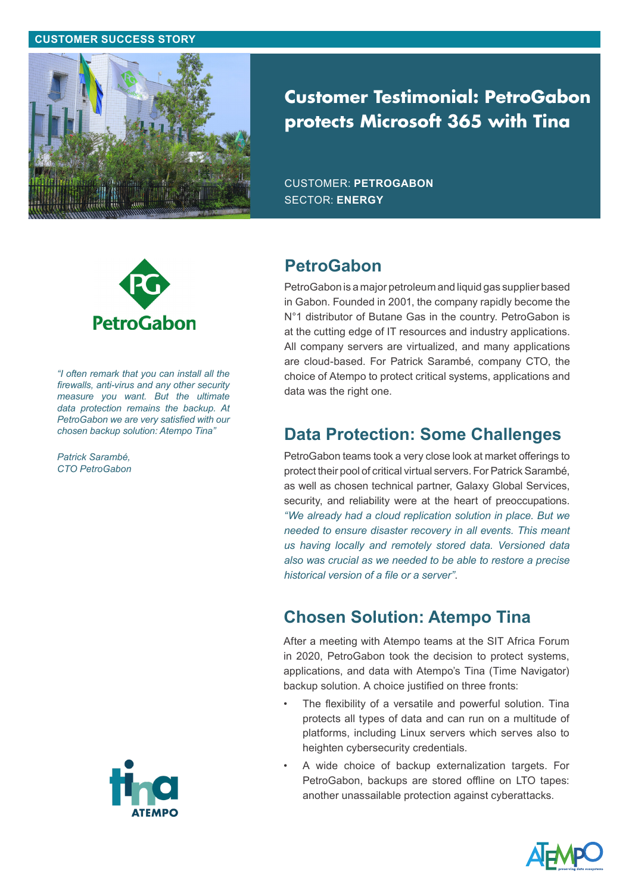CUSTOMER SUCCESS STORY

# Customer Testimonial: PetroGabon protects Microsoft 365 with Tina

CUSTOMER: **PETROGABON**
SECTOR: **ENERGY**

*"I often remark that you can install all the firewalls, anti-virus and any other security measure you want. But the ultimate data protection remains the backup. At PetroGabon we are very satisfied with our chosen backup solution: Atempo Tina"*

*Patrick Sarambé,*
*CTO PetroGabon*

## PetroGabon

PetroGabon is a major petroleum and liquid gas supplier based in Gabon. Founded in 2001, the company rapidly become the N°1 distributor of Butane Gas in the country. PetroGabon is at the cutting edge of IT resources and industry applications. All company servers are virtualized, and many applications are cloud-based. For Patrick Sarambé, company CTO, the choice of Atempo to protect critical systems, applications and data was the right one.

## Data Protection: Some Challenges

PetroGabon teams took a very close look at market offerings to protect their pool of critical virtual servers. For Patrick Sarambé, as well as chosen technical partner, Galaxy Global Services, security, and reliability were at the heart of preoccupations. *"We already had a cloud replication solution in place. But we needed to ensure disaster recovery in all events. This meant us having locally and remotely stored data. Versioned data also was crucial as we needed to be able to restore a precise historical version of a file or a server"*.

## Chosen Solution: Atempo Tina

After a meeting with Atempo teams at the SIT Africa Forum in 2020, PetroGabon took the decision to protect systems, applications, and data with Atempo's Tina (Time Navigator) backup solution. A choice justified on three fronts:

- The flexibility of a versatile and powerful solution. Tina protects all types of data and can run on a multitude of platforms, including Linux servers which serves also to heighten cybersecurity credentials.
- A wide choice of backup externalization targets. For PetroGabon, backups are stored offline on LTO tapes: another unassailable protection against cyberattacks.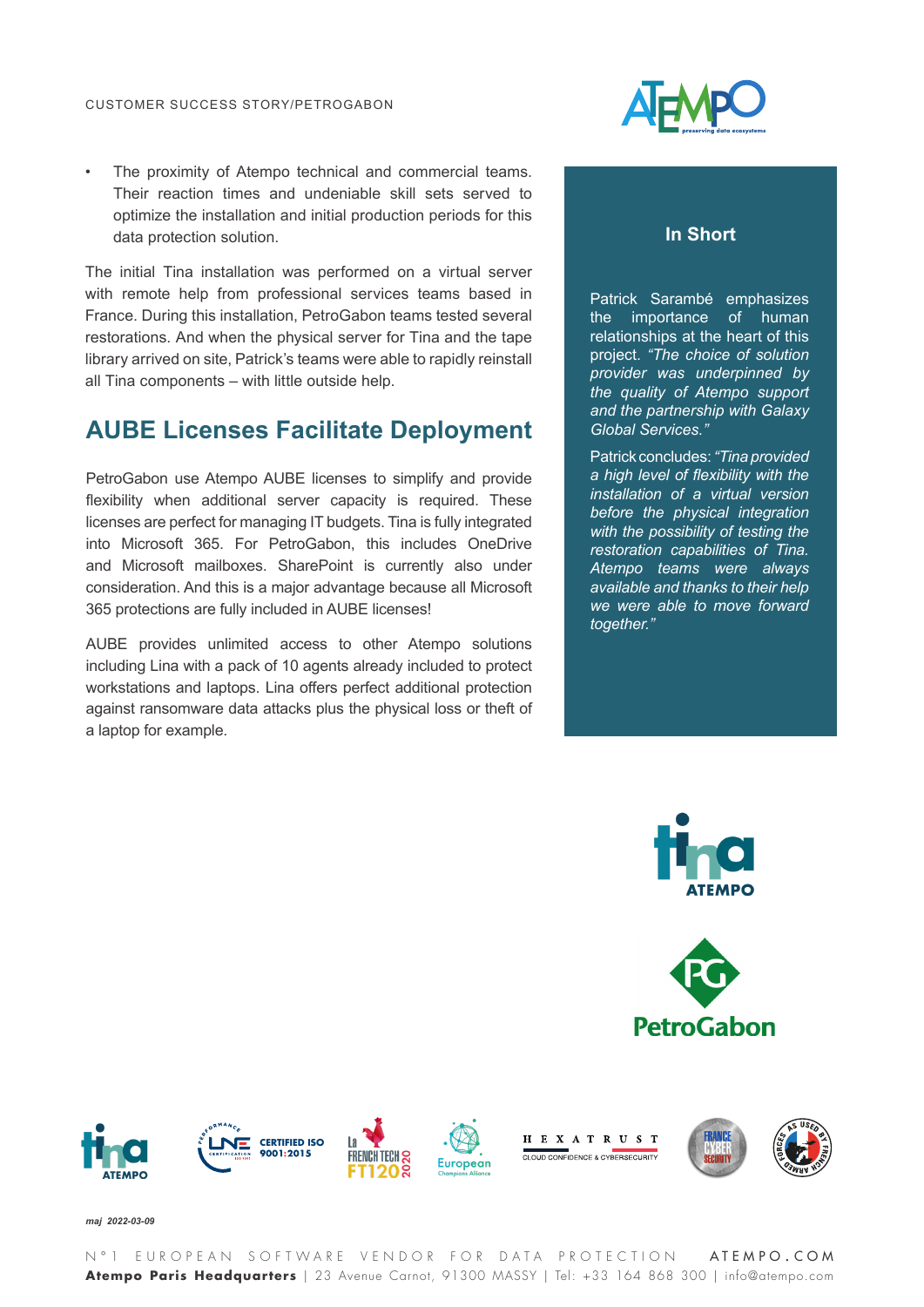- The proximity of Atempo technical and commercial teams. Their reaction times and undeniable skill sets served to optimize the installation and initial production periods for this data protection solution.

The initial Tina installation was performed on a virtual server with remote help from professional services teams based in France. During this installation, PetroGabon teams tested several restorations. And when the physical server for Tina and the tape library arrived on site, Patrick's teams were able to rapidly reinstall all Tina components – with little outside help.

## AUBE Licenses Facilitate Deployment

PetroGabon use Atempo AUBE licenses to simplify and provide flexibility when additional server capacity is required. These licenses are perfect for managing IT budgets. Tina is fully integrated into Microsoft 365. For PetroGabon, this includes OneDrive and Microsoft mailboxes. SharePoint is currently also under consideration. And this is a major advantage because all Microsoft 365 protections are fully included in AUBE licenses!

AUBE provides unlimited access to other Atempo solutions including Lina with a pack of 10 agents already included to protect workstations and laptops. Lina offers perfect additional protection against ransomware data attacks plus the physical loss or theft of a laptop for example.

### In Short

Patrick Sarambé emphasizes the importance of human relationships at the heart of this project. *"The choice of solution provider was underpinned by the quality of Atempo support and the partnership with Galaxy Global Services."*

Patrick concludes: *"Tina provided a high level of flexibility with the installation of a virtual version before the physical integration with the possibility of testing the restoration capabilities of Tina. Atempo teams were always available and thanks to their help we were able to move forward together."*

*maj 2022-03-09*

N°1 EUROPEAN SOFTWARE VENDOR FOR DATA PROTECTION ATEMPO.COM

**Atempo Paris Headquarters** | 23 Avenue Carnot, 91300 MASSY | Tel: +33 164 868 300 | info@atempo.com